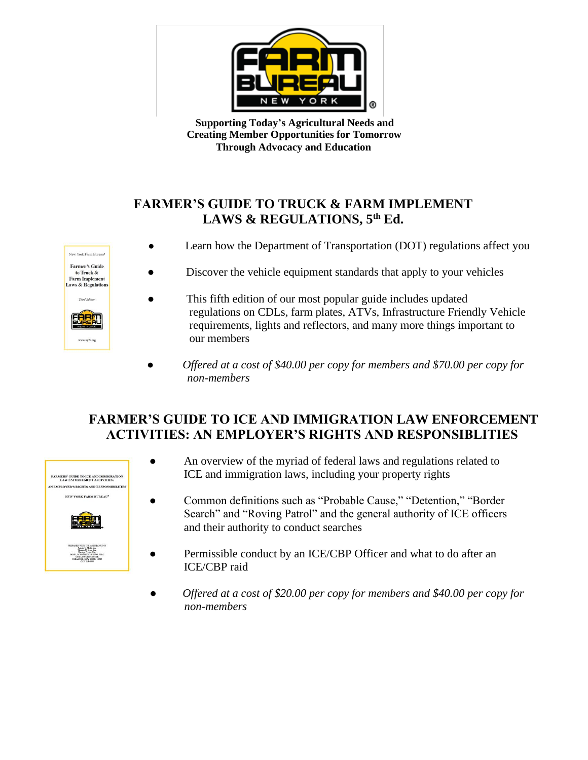**Supporting Today's Agricultural Needs and Creating Member Opportunities for Tomorrow Through Advocacy and Education**

## FARMER'S GUIDE TO TRUCK & FARM IMPLEMENT LAWS & REGULATIONS, 5th Ed.

- Learn how the Department of Transportation (DOT) regulations affect you
- Discover the vehicle equipment standards that apply to your vehicles
- This fifth edition of our most popular guide includes updated regulations on CDLs, farm plates, ATVs, Infrastructure Friendly Vehicle requirements, lights and reflectors, and many more things important to our members
- *Offered at a cost of $40.00 per copy for members and $70.00 per copy for non-members*

## FARMER'S GUIDE TO ICE AND IMMIGRATION LAW ENFORCEMENT ACTIVITIES: AN EMPLOYER'S RIGHTS AND RESPONSIBLITIES

- An overview of the myriad of federal laws and regulations related to ICE and immigration laws, including your property rights
- Common definitions such as "Probable Cause," "Detention," "Border Search" and "Roving Patrol" and the general authority of ICE officers and their authority to conduct searches
- Permissible conduct by an ICE/CBP Officer and what to do after an ICE/CBP raid
- *Offered at a cost of $20.00 per copy for members and $40.00 per copy for non-members*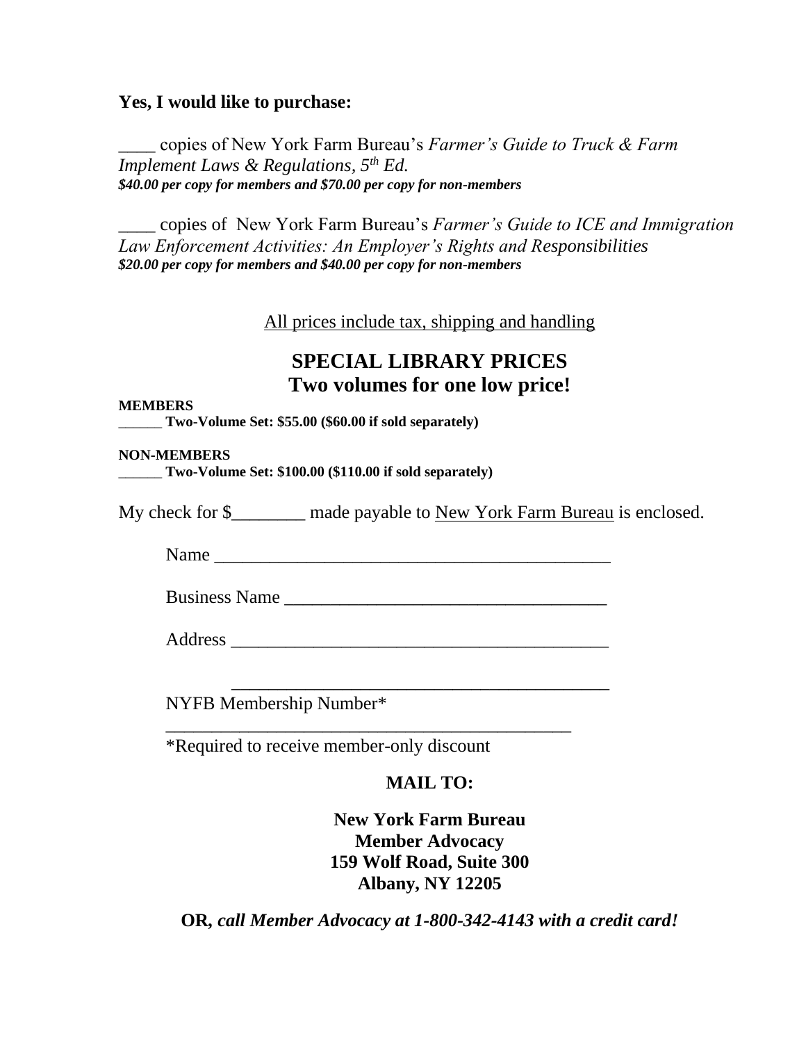**Yes, I would like to purchase:**

____ copies of New York Farm Bureau's *Farmer's Guide to Truck & Farm Implement Laws & Regulations, 5th Ed.*
***$40.00 per copy for members and $70.00 per copy for non-members***

____ copies of New York Farm Bureau's *Farmer's Guide to ICE and Immigration Law Enforcement Activities: An Employer's Rights and Responsibilities*
***$20.00 per copy for members and $40.00 per copy for non-members***

All prices include tax, shipping and handling

## SPECIAL LIBRARY PRICES
## Two volumes for one low price!

**MEMBERS**
______ **Two-Volume Set: $55.00 ($60.00 if sold separately)**

**NON-MEMBERS**
______ **Two-Volume Set: $100.00 ($110.00 if sold separately)**

My check for $________ made payable to New York Farm Bureau is enclosed.

Name ____________________________________________

Business Name ___________________________________

Address _________________________________________

_________________________________________

NYFB Membership Number*
_____________________________________________
*Required to receive member-only discount

**MAIL TO:**

**New York Farm Bureau**
**Member Advocacy**
**159 Wolf Road, Suite 300**
**Albany, NY 12205**

**OR,** ***call Member Advocacy at 1-800-342-4143 with a credit card!***